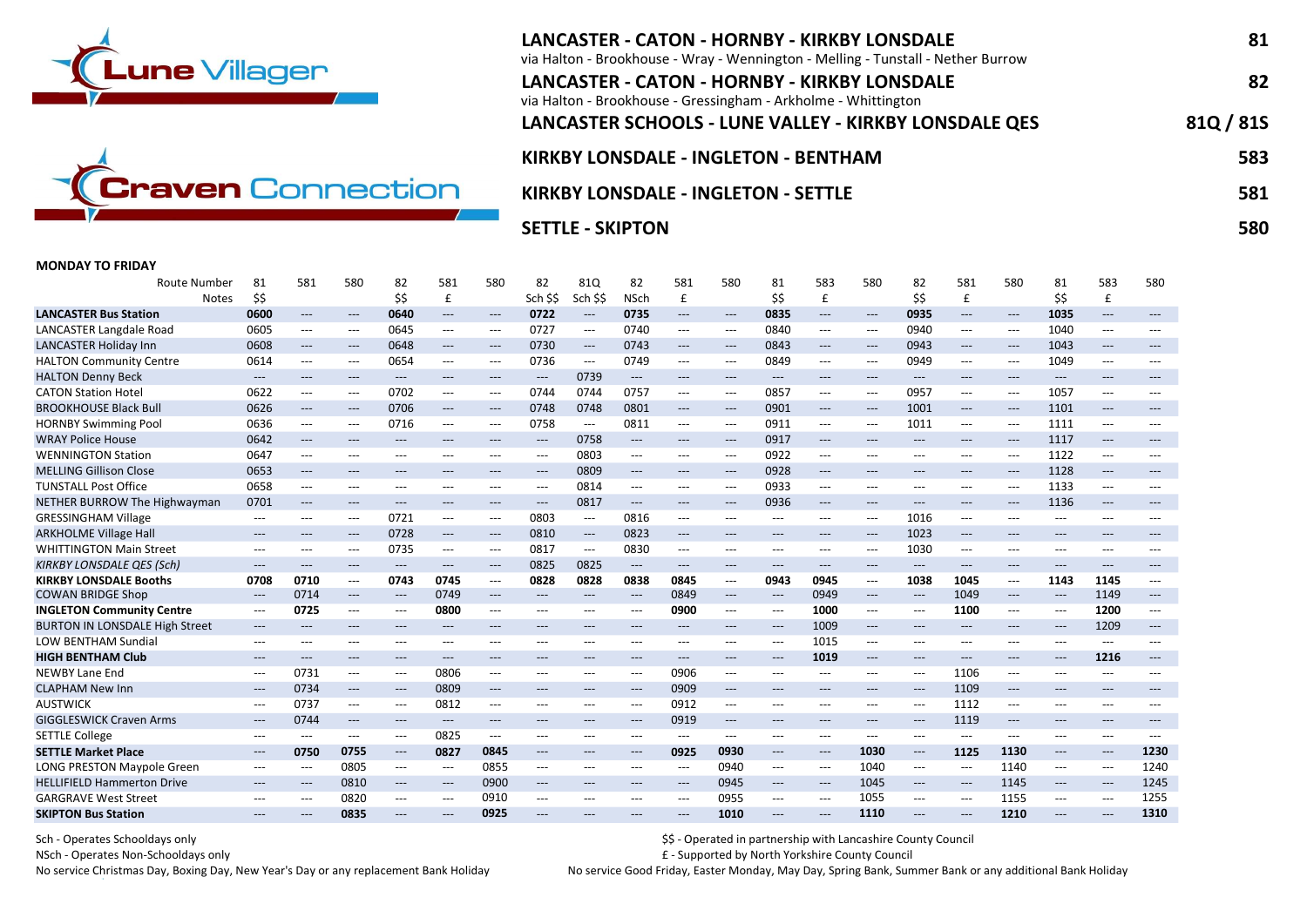Lune Villager

Craven Connection

## LANCASTER - CATON - HORNBY - KIRKBY LONSDALE — 81
via Halton - Brookhouse - Wray - Wennington - Melling - Tunstall - Nether Burrow

## LANCASTER - CATON - HORNBY - KIRKBY LONSDALE — 82
via Halton - Brookhouse - Gressingham - Arkholme - Whittington

## LANCASTER SCHOOLS - LUNE VALLEY - KIRKBY LONSDALE QES — 81Q / 81S

## KIRKBY LONSDALE - INGLETON - BENTHAM — 583

## KIRKBY LONSDALE - INGLETON - SETTLE — 581

## SETTLE - SKIPTON — 580

**MONDAY TO FRIDAY**

| Route Number | 81 | 581 | 580 | 82 | 581 | 580 | 82 | 81Q | 82 | 581 | 580 | 81 | 583 | 580 | 82 | 581 | 580 | 81 | 583 | 580 |
|---|---|---|---|---|---|---|---|---|---|---|---|---|---|---|---|---|---|---|---|---|
| Notes | $$ | | | $$ | £ | | Sch $$ | Sch $$ | NSch | £ | | $$ | £ | | $$ | £ | | $$ | £ | |
| **LANCASTER Bus Station** | **0600** | --- | --- | **0640** | --- | --- | **0722** | --- | **0735** | --- | --- | **0835** | --- | --- | **0935** | --- | --- | **1035** | --- | --- |
| LANCASTER Langdale Road | 0605 | --- | --- | 0645 | --- | --- | 0727 | --- | 0740 | --- | --- | 0840 | --- | --- | 0940 | --- | --- | 1040 | --- | --- |
| LANCASTER Holiday Inn | 0608 | --- | --- | 0648 | --- | --- | 0730 | --- | 0743 | --- | --- | 0843 | --- | --- | 0943 | --- | --- | 1043 | --- | --- |
| HALTON Community Centre | 0614 | --- | --- | 0654 | --- | --- | 0736 | --- | 0749 | --- | --- | 0849 | --- | --- | 0949 | --- | --- | 1049 | --- | --- |
| HALTON Denny Beck | --- | --- | --- | --- | --- | --- | --- | 0739 | --- | --- | --- | --- | --- | --- | --- | --- | --- | --- | --- | --- |
| CATON Station Hotel | 0622 | --- | --- | 0702 | --- | --- | 0744 | 0744 | 0757 | --- | --- | 0857 | --- | --- | 0957 | --- | --- | 1057 | --- | --- |
| BROOKHOUSE Black Bull | 0626 | --- | --- | 0706 | --- | --- | 0748 | 0748 | 0801 | --- | --- | 0901 | --- | --- | 1001 | --- | --- | 1101 | --- | --- |
| HORNBY Swimming Pool | 0636 | --- | --- | 0716 | --- | --- | 0758 | --- | 0811 | --- | --- | 0911 | --- | --- | 1011 | --- | --- | 1111 | --- | --- |
| WRAY Police House | 0642 | --- | --- | --- | --- | --- | --- | 0758 | --- | --- | --- | 0917 | --- | --- | --- | --- | --- | 1117 | --- | --- |
| WENNINGTON Station | 0647 | --- | --- | --- | --- | --- | --- | 0803 | --- | --- | --- | 0922 | --- | --- | --- | --- | --- | 1122 | --- | --- |
| MELLING Gillison Close | 0653 | --- | --- | --- | --- | --- | --- | 0809 | --- | --- | --- | 0928 | --- | --- | --- | --- | --- | 1128 | --- | --- |
| TUNSTALL Post Office | 0658 | --- | --- | --- | --- | --- | --- | 0814 | --- | --- | --- | 0933 | --- | --- | --- | --- | --- | 1133 | --- | --- |
| NETHER BURROW The Highwayman | 0701 | --- | --- | --- | --- | --- | --- | 0817 | --- | --- | --- | 0936 | --- | --- | --- | --- | --- | 1136 | --- | --- |
| GRESSINGHAM Village | --- | --- | --- | 0721 | --- | --- | 0803 | --- | 0816 | --- | --- | --- | --- | --- | 1016 | --- | --- | --- | --- | --- |
| ARKHOLME Village Hall | --- | --- | --- | 0728 | --- | --- | 0810 | --- | 0823 | --- | --- | --- | --- | --- | 1023 | --- | --- | --- | --- | --- |
| WHITTINGTON Main Street | --- | --- | --- | 0735 | --- | --- | 0817 | --- | 0830 | --- | --- | --- | --- | --- | 1030 | --- | --- | --- | --- | --- |
| *KIRKBY LONSDALE QES (Sch)* | --- | --- | --- | --- | --- | --- | 0825 | 0825 | --- | --- | --- | --- | --- | --- | --- | --- | --- | --- | --- | --- |
| **KIRKBY LONSDALE Booths** | **0708** | **0710** | --- | **0743** | **0745** | --- | **0828** | **0828** | **0838** | **0845** | --- | **0943** | **0945** | --- | **1038** | **1045** | --- | **1143** | **1145** | --- |
| COWAN BRIDGE Shop | --- | 0714 | --- | --- | 0749 | --- | --- | --- | --- | 0849 | --- | --- | 0949 | --- | --- | 1049 | --- | --- | 1149 | --- |
| **INGLETON Community Centre** | --- | **0725** | --- | --- | **0800** | --- | --- | --- | --- | **0900** | --- | --- | **1000** | --- | --- | **1100** | --- | --- | **1200** | --- |
| BURTON IN LONSDALE High Street | --- | --- | --- | --- | --- | --- | --- | --- | --- | --- | --- | --- | 1009 | --- | --- | --- | --- | --- | 1209 | --- |
| LOW BENTHAM Sundial | --- | --- | --- | --- | --- | --- | --- | --- | --- | --- | --- | --- | 1015 | --- | --- | --- | --- | --- | --- | --- |
| **HIGH BENTHAM Club** | --- | --- | --- | --- | --- | --- | --- | --- | --- | --- | --- | --- | **1019** | --- | --- | --- | --- | --- | **1216** | --- |
| NEWBY Lane End | --- | 0731 | --- | --- | 0806 | --- | --- | --- | --- | 0906 | --- | --- | --- | --- | --- | 1106 | --- | --- | --- | --- |
| CLAPHAM New Inn | --- | 0734 | --- | --- | 0809 | --- | --- | --- | --- | 0909 | --- | --- | --- | --- | --- | 1109 | --- | --- | --- | --- |
| AUSTWICK | --- | 0737 | --- | --- | 0812 | --- | --- | --- | --- | 0912 | --- | --- | --- | --- | --- | 1112 | --- | --- | --- | --- |
| GIGGLESWICK Craven Arms | --- | 0744 | --- | --- | --- | --- | --- | --- | --- | 0919 | --- | --- | --- | --- | --- | 1119 | --- | --- | --- | --- |
| SETTLE College | --- | --- | --- | --- | 0825 | --- | --- | --- | --- | --- | --- | --- | --- | --- | --- | --- | --- | --- | --- | --- |
| **SETTLE Market Place** | --- | **0750** | **0755** | --- | **0827** | **0845** | --- | --- | --- | **0925** | **0930** | --- | --- | **1030** | --- | **1125** | **1130** | --- | --- | **1230** |
| LONG PRESTON Maypole Green | --- | --- | 0805 | --- | --- | 0855 | --- | --- | --- | --- | 0940 | --- | --- | 1040 | --- | --- | 1140 | --- | --- | 1240 |
| HELLIFIELD Hammerton Drive | --- | --- | 0810 | --- | --- | 0900 | --- | --- | --- | --- | 0945 | --- | --- | 1045 | --- | --- | 1145 | --- | --- | 1245 |
| GARGRAVE West Street | --- | --- | 0820 | --- | --- | 0910 | --- | --- | --- | --- | 0955 | --- | --- | 1055 | --- | --- | 1155 | --- | --- | 1255 |
| **SKIPTON Bus Station** | --- | --- | **0835** | --- | --- | **0925** | --- | --- | --- | --- | **1010** | --- | --- | **1110** | --- | --- | **1210** | --- | --- | **1310** |

Sch - Operates Schooldays only

NSch - Operates Non-Schooldays only

No service Christmas Day, Boxing Day, New Year's Day or any replacement Bank Holiday

$$ - Operated in partnership with Lancashire County Council

£ - Supported by North Yorkshire County Council

No service Good Friday, Easter Monday, May Day, Spring Bank, Summer Bank or any additional Bank Holiday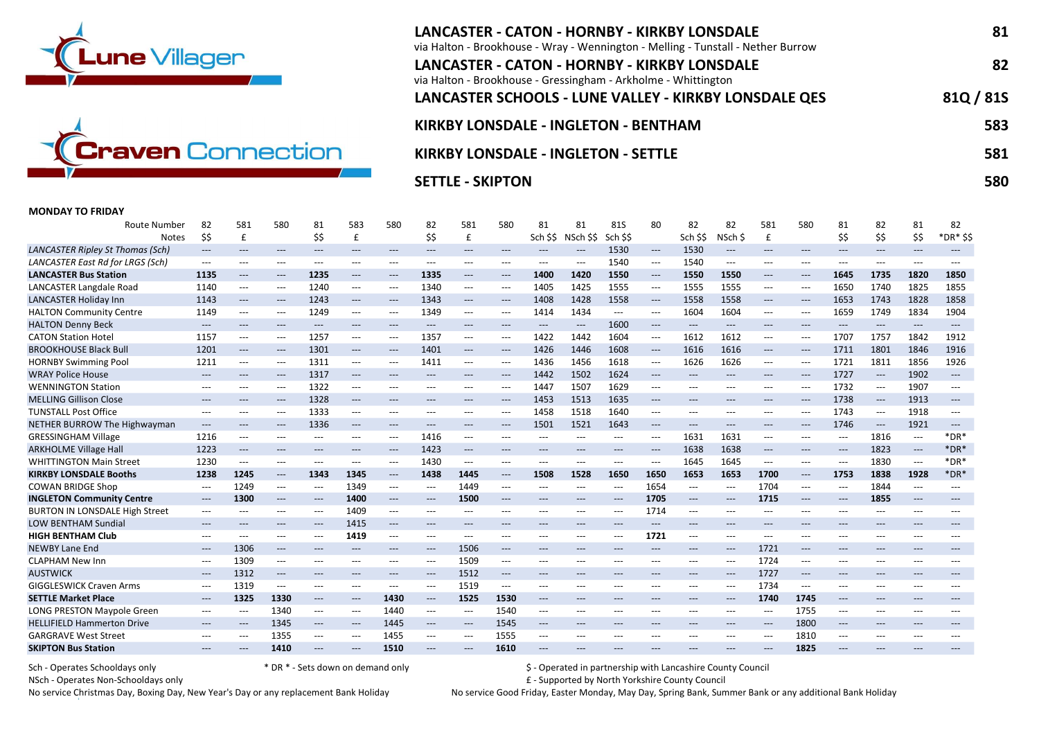Lune Villager

Craven Connection

## LANCASTER - CATON - HORNBY - KIRKBY LONSDALE — 81
via Halton - Brookhouse - Wray - Wennington - Melling - Tunstall - Nether Burrow

## LANCASTER - CATON - HORNBY - KIRKBY LONSDALE — 82
via Halton - Brookhouse - Gressingham - Arkholme - Whittington

## LANCASTER SCHOOLS - LUNE VALLEY - KIRKBY LONSDALE QES — 81Q / 81S

## KIRKBY LONSDALE - INGLETON - BENTHAM — 583

## KIRKBY LONSDALE - INGLETON - SETTLE — 581

## SETTLE - SKIPTON — 580

**MONDAY TO FRIDAY**

| Route Number | 82 | 581 | 580 | 81 | 583 | 580 | 82 | 581 | 580 | 81 | 81 | 81S | 80 | 82 | 82 | 581 | 580 | 81 | 82 | 81 | 82 |
|---|---|---|---|---|---|---|---|---|---|---|---|---|---|---|---|---|---|---|---|---|---|
| Notes | $$ | £ | | $$ | £ | | $$ | £ | | Sch $$ | NSch $$ | Sch $$ | | Sch $$ | NSch $ | £ | | $$ | $$ | $$ | *DR* $$ |
| *LANCASTER Ripley St Thomas (Sch)* | --- | --- | --- | --- | --- | --- | --- | --- | --- | --- | --- | 1530 | --- | 1530 | --- | --- | --- | --- | --- | --- | --- |
| *LANCASTER East Rd for LRGS (Sch)* | --- | --- | --- | --- | --- | --- | --- | --- | --- | --- | --- | 1540 | --- | 1540 | --- | --- | --- | --- | --- | --- | --- |
| **LANCASTER Bus Station** | **1135** | --- | --- | **1235** | --- | --- | **1335** | --- | --- | **1400** | **1420** | **1550** | --- | **1550** | **1550** | --- | --- | **1645** | **1735** | **1820** | **1850** |
| LANCASTER Langdale Road | 1140 | --- | --- | 1240 | --- | --- | 1340 | --- | --- | 1405 | 1425 | 1555 | --- | 1555 | 1555 | --- | --- | 1650 | 1740 | 1825 | 1855 |
| LANCASTER Holiday Inn | 1143 | --- | --- | 1243 | --- | --- | 1343 | --- | --- | 1408 | 1428 | 1558 | --- | 1558 | 1558 | --- | --- | 1653 | 1743 | 1828 | 1858 |
| HALTON Community Centre | 1149 | --- | --- | 1249 | --- | --- | 1349 | --- | --- | 1414 | 1434 | --- | --- | 1604 | 1604 | --- | --- | 1659 | 1749 | 1834 | 1904 |
| HALTON Denny Beck | --- | --- | --- | --- | --- | --- | --- | --- | --- | --- | --- | 1600 | --- | --- | --- | --- | --- | --- | --- | --- | --- |
| CATON Station Hotel | 1157 | --- | --- | 1257 | --- | --- | 1357 | --- | --- | 1422 | 1442 | 1604 | --- | 1612 | 1612 | --- | --- | 1707 | 1757 | 1842 | 1912 |
| BROOKHOUSE Black Bull | 1201 | --- | --- | 1301 | --- | --- | 1401 | --- | --- | 1426 | 1446 | 1608 | --- | 1616 | 1616 | --- | --- | 1711 | 1801 | 1846 | 1916 |
| HORNBY Swimming Pool | 1211 | --- | --- | 1311 | --- | --- | 1411 | --- | --- | 1436 | 1456 | 1618 | --- | 1626 | 1626 | --- | --- | 1721 | 1811 | 1856 | 1926 |
| WRAY Police House | --- | --- | --- | 1317 | --- | --- | --- | --- | --- | 1442 | 1502 | 1624 | --- | --- | --- | --- | --- | 1727 | --- | 1902 | --- |
| WENNINGTON Station | --- | --- | --- | 1322 | --- | --- | --- | --- | --- | 1447 | 1507 | 1629 | --- | --- | --- | --- | --- | 1732 | --- | 1907 | --- |
| MELLING Gillison Close | --- | --- | --- | 1328 | --- | --- | --- | --- | --- | 1453 | 1513 | 1635 | --- | --- | --- | --- | --- | 1738 | --- | 1913 | --- |
| TUNSTALL Post Office | --- | --- | --- | 1333 | --- | --- | --- | --- | --- | 1458 | 1518 | 1640 | --- | --- | --- | --- | --- | 1743 | --- | 1918 | --- |
| NETHER BURROW The Highwayman | --- | --- | --- | 1336 | --- | --- | --- | --- | --- | 1501 | 1521 | 1643 | --- | --- | --- | --- | --- | 1746 | --- | 1921 | --- |
| GRESSINGHAM Village | 1216 | --- | --- | --- | --- | --- | 1416 | --- | --- | --- | --- | --- | --- | 1631 | 1631 | --- | --- | --- | 1816 | --- | *DR* |
| ARKHOLME Village Hall | 1223 | --- | --- | --- | --- | --- | 1423 | --- | --- | --- | --- | --- | --- | 1638 | 1638 | --- | --- | --- | 1823 | --- | *DR* |
| WHITTINGTON Main Street | 1230 | --- | --- | --- | --- | --- | 1430 | --- | --- | --- | --- | --- | --- | 1645 | 1645 | --- | --- | --- | 1830 | --- | *DR* |
| **KIRKBY LONSDALE Booths** | **1238** | **1245** | --- | **1343** | **1345** | --- | **1438** | **1445** | --- | **1508** | **1528** | **1650** | **1650** | **1653** | **1653** | **1700** | --- | **1753** | **1838** | **1928** | *DR* |
| COWAN BRIDGE Shop | --- | 1249 | --- | --- | 1349 | --- | --- | 1449 | --- | --- | --- | --- | 1654 | --- | --- | 1704 | --- | --- | 1844 | --- | --- |
| **INGLETON Community Centre** | --- | **1300** | --- | --- | **1400** | --- | --- | **1500** | --- | --- | --- | --- | **1705** | --- | --- | **1715** | --- | --- | **1855** | --- | --- |
| BURTON IN LONSDALE High Street | --- | --- | --- | --- | 1409 | --- | --- | --- | --- | --- | --- | --- | 1714 | --- | --- | --- | --- | --- | --- | --- | --- |
| LOW BENTHAM Sundial | --- | --- | --- | --- | 1415 | --- | --- | --- | --- | --- | --- | --- | --- | --- | --- | --- | --- | --- | --- | --- | --- |
| **HIGH BENTHAM Club** | --- | --- | --- | --- | **1419** | --- | --- | --- | --- | --- | --- | --- | **1721** | --- | --- | --- | --- | --- | --- | --- | --- |
| NEWBY Lane End | --- | 1306 | --- | --- | --- | --- | --- | 1506 | --- | --- | --- | --- | --- | --- | --- | 1721 | --- | --- | --- | --- | --- |
| CLAPHAM New Inn | --- | 1309 | --- | --- | --- | --- | --- | 1509 | --- | --- | --- | --- | --- | --- | --- | 1724 | --- | --- | --- | --- | --- |
| AUSTWICK | --- | 1312 | --- | --- | --- | --- | --- | 1512 | --- | --- | --- | --- | --- | --- | --- | 1727 | --- | --- | --- | --- | --- |
| GIGGLESWICK Craven Arms | --- | 1319 | --- | --- | --- | --- | --- | 1519 | --- | --- | --- | --- | --- | --- | --- | 1734 | --- | --- | --- | --- | --- |
| **SETTLE Market Place** | --- | **1325** | **1330** | --- | --- | **1430** | --- | **1525** | **1530** | --- | --- | --- | --- | --- | --- | **1740** | **1745** | --- | --- | --- | --- |
| LONG PRESTON Maypole Green | --- | --- | 1340 | --- | --- | 1440 | --- | --- | 1540 | --- | --- | --- | --- | --- | --- | --- | 1755 | --- | --- | --- | --- |
| HELLIFIELD Hammerton Drive | --- | --- | 1345 | --- | --- | 1445 | --- | --- | 1545 | --- | --- | --- | --- | --- | --- | --- | 1800 | --- | --- | --- | --- |
| GARGRAVE West Street | --- | --- | 1355 | --- | --- | 1455 | --- | --- | 1555 | --- | --- | --- | --- | --- | --- | --- | 1810 | --- | --- | --- | --- |
| **SKIPTON Bus Station** | --- | --- | **1410** | --- | --- | **1510** | --- | --- | **1610** | --- | --- | --- | --- | --- | --- | --- | **1825** | --- | --- | --- | --- |

Sch - Operates Schooldays only
NSch - Operates Non-Schooldays only
No service Christmas Day, Boxing Day, New Year's Day or any replacement Bank Holiday

\* DR \* - Sets down on demand only

$ - Operated in partnership with Lancashire County Council
£ - Supported by North Yorkshire County Council
No service Good Friday, Easter Monday, May Day, Spring Bank, Summer Bank or any additional Bank Holiday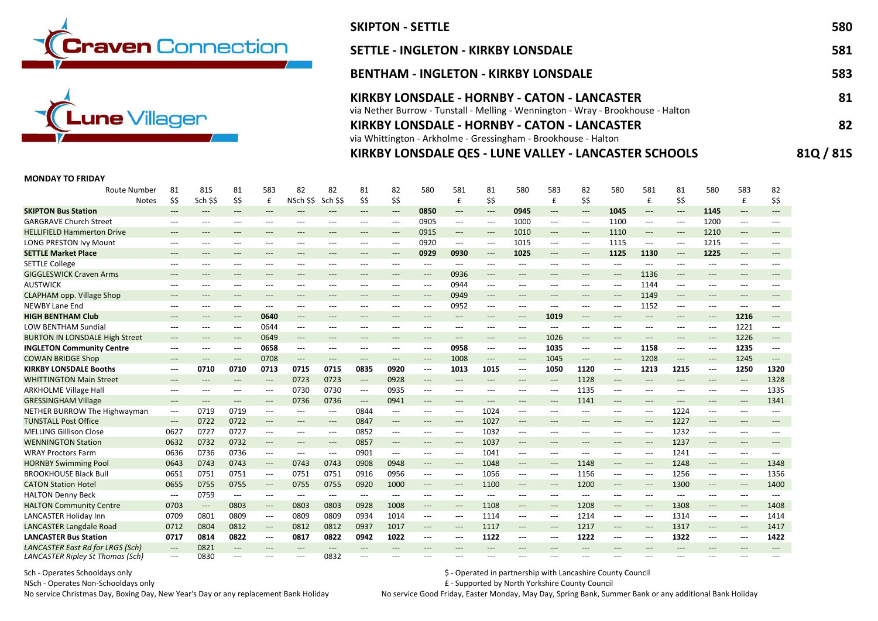Craven Connection

Lune Villager

## SKIPTON - SETTLE — 580

## SETTLE - INGLETON - KIRKBY LONSDALE — 581

## BENTHAM - INGLETON - KIRKBY LONSDALE — 583

## KIRKBY LONSDALE - HORNBY - CATON - LANCASTER — 81

via Nether Burrow - Tunstall - Melling - Wennington - Wray - Brookhouse - Halton

## KIRKBY LONSDALE - HORNBY - CATON - LANCASTER — 82

via Whittington - Arkholme - Gressingham - Brookhouse - Halton

## KIRKBY LONSDALE QES - LUNE VALLEY - LANCASTER SCHOOLS — 81Q / 81S

**MONDAY TO FRIDAY**

| Route Number | 81 | 81S | 81 | 583 | 82 | 82 | 81 | 82 | 580 | 581 | 81 | 580 | 583 | 82 | 580 | 581 | 81 | 580 | 583 | 82 |
|---|---|---|---|---|---|---|---|---|---|---|---|---|---|---|---|---|---|---|---|---|
| Notes | $$ | Sch $$ | $$ | £ | NSch $$ | Sch $$ | $$ | $$ | | £ | $$ | | £ | $$ | | £ | $$ | | £ | $$ |
| **SKIPTON Bus Station** | --- | --- | --- | --- | --- | --- | --- | --- | **0850** | --- | --- | **0945** | --- | --- | **1045** | --- | --- | **1145** | --- | --- |
| GARGRAVE Church Street | --- | --- | --- | --- | --- | --- | --- | --- | 0905 | --- | --- | 1000 | --- | --- | 1100 | --- | --- | 1200 | --- | --- |
| HELLIFIELD Hammerton Drive | --- | --- | --- | --- | --- | --- | --- | --- | 0915 | --- | --- | 1010 | --- | --- | 1110 | --- | --- | 1210 | --- | --- |
| LONG PRESTON Ivy Mount | --- | --- | --- | --- | --- | --- | --- | --- | 0920 | --- | --- | 1015 | --- | --- | 1115 | --- | --- | 1215 | --- | --- |
| **SETTLE Market Place** | --- | --- | --- | --- | --- | --- | --- | --- | **0929** | **0930** | --- | **1025** | --- | --- | **1125** | **1130** | --- | **1225** | --- | --- |
| SETTLE College | --- | --- | --- | --- | --- | --- | --- | --- | --- | --- | --- | --- | --- | --- | --- | --- | --- | --- | --- | --- |
| GIGGLESWICK Craven Arms | --- | --- | --- | --- | --- | --- | --- | --- | --- | 0936 | --- | --- | --- | --- | --- | 1136 | --- | --- | --- | --- |
| AUSTWICK | --- | --- | --- | --- | --- | --- | --- | --- | --- | 0944 | --- | --- | --- | --- | --- | 1144 | --- | --- | --- | --- |
| CLAPHAM opp. Village Shop | --- | --- | --- | --- | --- | --- | --- | --- | --- | 0949 | --- | --- | --- | --- | --- | 1149 | --- | --- | --- | --- |
| NEWBY Lane End | --- | --- | --- | --- | --- | --- | --- | --- | --- | 0952 | --- | --- | --- | --- | --- | 1152 | --- | --- | --- | --- |
| **HIGH BENTHAM Club** | --- | --- | --- | **0640** | --- | --- | --- | --- | --- | --- | --- | --- | **1019** | --- | --- | --- | --- | --- | **1216** | --- |
| LOW BENTHAM Sundial | --- | --- | --- | 0644 | --- | --- | --- | --- | --- | --- | --- | --- | --- | --- | --- | --- | --- | --- | 1221 | --- |
| BURTON IN LONSDALE High Street | --- | --- | --- | 0649 | --- | --- | --- | --- | --- | --- | --- | --- | 1026 | --- | --- | --- | --- | --- | 1226 | --- |
| **INGLETON Community Centre** | --- | --- | --- | **0658** | --- | --- | --- | --- | --- | **0958** | --- | --- | **1035** | --- | --- | **1158** | --- | --- | **1235** | --- |
| COWAN BRIDGE Shop | --- | --- | --- | 0708 | --- | --- | --- | --- | --- | 1008 | --- | --- | 1045 | --- | --- | 1208 | --- | --- | 1245 | --- |
| **KIRKBY LONSDALE Booths** | --- | **0710** | **0710** | **0713** | **0715** | **0715** | **0835** | **0920** | --- | **1013** | **1015** | --- | **1050** | **1120** | --- | **1213** | **1215** | --- | **1250** | **1320** |
| WHITTINGTON Main Street | --- | --- | --- | --- | 0723 | 0723 | --- | 0928 | --- | --- | --- | --- | --- | 1128 | --- | --- | --- | --- | --- | 1328 |
| ARKHOLME Village Hall | --- | --- | --- | --- | 0730 | 0730 | --- | 0935 | --- | --- | --- | --- | --- | 1135 | --- | --- | --- | --- | --- | 1335 |
| GRESSINGHAM Village | --- | --- | --- | --- | 0736 | 0736 | --- | 0941 | --- | --- | --- | --- | --- | 1141 | --- | --- | --- | --- | --- | 1341 |
| NETHER BURROW The Highwayman | --- | 0719 | 0719 | --- | --- | --- | 0844 | --- | --- | --- | 1024 | --- | --- | --- | --- | --- | 1224 | --- | --- | --- |
| TUNSTALL Post Office | --- | 0722 | 0722 | --- | --- | --- | 0847 | --- | --- | --- | 1027 | --- | --- | --- | --- | --- | 1227 | --- | --- | --- |
| MELLING Gillison Close | 0627 | 0727 | 0727 | --- | --- | --- | 0852 | --- | --- | --- | 1032 | --- | --- | --- | --- | --- | 1232 | --- | --- | --- |
| WENNINGTON Station | 0632 | 0732 | 0732 | --- | --- | --- | 0857 | --- | --- | --- | 1037 | --- | --- | --- | --- | --- | 1237 | --- | --- | --- |
| WRAY Proctors Farm | 0636 | 0736 | 0736 | --- | --- | --- | 0901 | --- | --- | --- | 1041 | --- | --- | --- | --- | --- | 1241 | --- | --- | --- |
| HORNBY Swimming Pool | 0643 | 0743 | 0743 | --- | 0743 | 0743 | 0908 | 0948 | --- | --- | 1048 | --- | --- | 1148 | --- | --- | 1248 | --- | --- | 1348 |
| BROOKHOUSE Black Bull | 0651 | 0751 | 0751 | --- | 0751 | 0751 | 0916 | 0956 | --- | --- | 1056 | --- | --- | 1156 | --- | --- | 1256 | --- | --- | 1356 |
| CATON Station Hotel | 0655 | 0755 | 0755 | --- | 0755 | 0755 | 0920 | 1000 | --- | --- | 1100 | --- | --- | 1200 | --- | --- | 1300 | --- | --- | 1400 |
| HALTON Denny Beck | --- | 0759 | --- | --- | --- | --- | --- | --- | --- | --- | --- | --- | --- | --- | --- | --- | --- | --- | --- | --- |
| HALTON Community Centre | 0703 | --- | 0803 | --- | 0803 | 0803 | 0928 | 1008 | --- | --- | 1108 | --- | --- | 1208 | --- | --- | 1308 | --- | --- | 1408 |
| LANCASTER Holiday Inn | 0709 | 0801 | 0809 | --- | 0809 | 0809 | 0934 | 1014 | --- | --- | 1114 | --- | --- | 1214 | --- | --- | 1314 | --- | --- | 1414 |
| LANCASTER Langdale Road | 0712 | 0804 | 0812 | --- | 0812 | 0812 | 0937 | 1017 | --- | --- | 1117 | --- | --- | 1217 | --- | --- | 1317 | --- | --- | 1417 |
| **LANCASTER Bus Station** | **0717** | **0814** | **0822** | --- | **0817** | **0822** | **0942** | **1022** | --- | --- | **1122** | --- | --- | **1222** | --- | --- | **1322** | --- | --- | **1422** |
| *LANCASTER East Rd for LRGS (Sch)* | --- | 0821 | --- | --- | --- | --- | --- | --- | --- | --- | --- | --- | --- | --- | --- | --- | --- | --- | --- | --- |
| *LANCASTER Ripley St Thomas (Sch)* | --- | 0830 | --- | --- | --- | 0832 | --- | --- | --- | --- | --- | --- | --- | --- | --- | --- | --- | --- | --- | --- |

Sch - Operates Schooldays only

NSch - Operates Non-Schooldays only

No service Christmas Day, Boxing Day, New Year's Day or any replacement Bank Holiday

$ - Operated in partnership with Lancashire County Council

£ - Supported by North Yorkshire County Council

No service Good Friday, Easter Monday, May Day, Spring Bank, Summer Bank or any additional Bank Holiday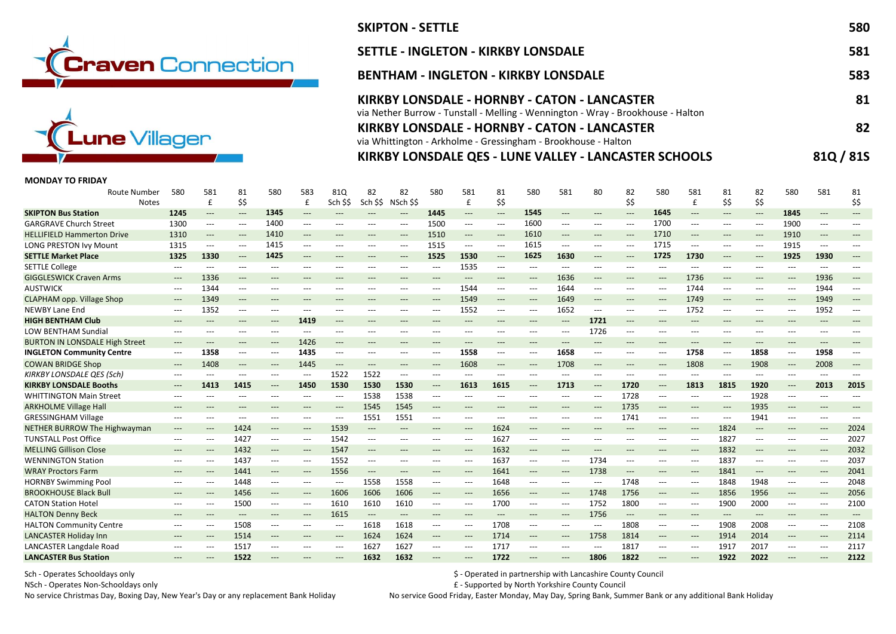# Craven Connection

# Lune Villager

| | Route |
|---|---|
| **SKIPTON - SETTLE** | **580** |
| **SETTLE - INGLETON - KIRKBY LONSDALE** | **581** |
| **BENTHAM - INGLETON - KIRKBY LONSDALE** | **583** |
| **KIRKBY LONSDALE - HORNBY - CATON - LANCASTER** via Nether Burrow - Tunstall - Melling - Wennington - Wray - Brookhouse - Halton | **81** |
| **KIRKBY LONSDALE - HORNBY - CATON - LANCASTER** via Whittington - Arkholme - Gressingham - Brookhouse - Halton | **82** |
| **KIRKBY LONSDALE QES - LUNE VALLEY - LANCASTER SCHOOLS** | **81Q / 81S** |

**MONDAY TO FRIDAY**

| Route Number | 580 | 581 | 81 | 580 | 583 | 81Q | 82 | 82 | 580 | 581 | 81 | 580 | 581 | 80 | 82 | 580 | 581 | 81 | 82 | 580 | 581 | 81 |
|---|---|---|---|---|---|---|---|---|---|---|---|---|---|---|---|---|---|---|---|---|---|---|
| Notes | | £ | $$ | | £ | Sch $$ | Sch $$ | NSch $$ | | £ | $$ | | | | $$ | | £ | $$ | $$ | | | $$ |
| **SKIPTON Bus Station** | **1245** | --- | --- | **1345** | --- | --- | --- | --- | **1445** | --- | --- | **1545** | --- | --- | --- | **1645** | --- | --- | --- | **1845** | --- | --- |
| GARGRAVE Church Street | 1300 | --- | --- | 1400 | --- | --- | --- | --- | 1500 | --- | --- | 1600 | --- | --- | --- | 1700 | --- | --- | --- | 1900 | --- | --- |
| HELLIFIELD Hammerton Drive | 1310 | --- | --- | 1410 | --- | --- | --- | --- | 1510 | --- | --- | 1610 | --- | --- | --- | 1710 | --- | --- | --- | 1910 | --- | --- |
| LONG PRESTON Ivy Mount | 1315 | --- | --- | 1415 | --- | --- | --- | --- | 1515 | --- | --- | 1615 | --- | --- | --- | 1715 | --- | --- | --- | 1915 | --- | --- |
| **SETTLE Market Place** | **1325** | **1330** | --- | **1425** | --- | --- | --- | --- | **1525** | **1530** | --- | **1625** | **1630** | --- | --- | **1725** | **1730** | --- | --- | **1925** | **1930** | --- |
| SETTLE College | --- | --- | --- | --- | --- | --- | --- | --- | --- | 1535 | --- | --- | --- | --- | --- | --- | --- | --- | --- | --- | --- | --- |
| GIGGLESWICK Craven Arms | --- | 1336 | --- | --- | --- | --- | --- | --- | --- | --- | --- | --- | 1636 | --- | --- | --- | 1736 | --- | --- | --- | 1936 | --- |
| AUSTWICK | --- | 1344 | --- | --- | --- | --- | --- | --- | --- | 1544 | --- | --- | 1644 | --- | --- | --- | 1744 | --- | --- | --- | 1944 | --- |
| CLAPHAM opp. Village Shop | --- | 1349 | --- | --- | --- | --- | --- | --- | --- | 1549 | --- | --- | 1649 | --- | --- | --- | 1749 | --- | --- | --- | 1949 | --- |
| NEWBY Lane End | --- | 1352 | --- | --- | --- | --- | --- | --- | --- | 1552 | --- | --- | 1652 | --- | --- | --- | 1752 | --- | --- | --- | 1952 | --- |
| **HIGH BENTHAM Club** | --- | --- | --- | --- | **1419** | --- | --- | --- | --- | --- | --- | --- | --- | **1721** | --- | --- | --- | --- | --- | --- | --- | --- |
| LOW BENTHAM Sundial | --- | --- | --- | --- | --- | --- | --- | --- | --- | --- | --- | --- | --- | 1726 | --- | --- | --- | --- | --- | --- | --- | --- |
| BURTON IN LONSDALE High Street | --- | --- | --- | --- | 1426 | --- | --- | --- | --- | --- | --- | --- | --- | --- | --- | --- | --- | --- | --- | --- | --- | --- |
| **INGLETON Community Centre** | --- | **1358** | --- | --- | **1435** | --- | --- | --- | --- | **1558** | --- | --- | **1658** | --- | --- | --- | **1758** | --- | **1858** | --- | **1958** | --- |
| COWAN BRIDGE Shop | --- | 1408 | --- | --- | 1445 | --- | --- | --- | --- | 1608 | --- | --- | 1708 | --- | --- | --- | 1808 | --- | 1908 | --- | 2008 | --- |
| *KIRKBY LONSDALE QES (Sch)* | --- | --- | --- | --- | --- | 1522 | 1522 | --- | --- | --- | --- | --- | --- | --- | --- | --- | --- | --- | --- | --- | --- | --- |
| **KIRKBY LONSDALE Booths** | --- | **1413** | **1415** | --- | **1450** | **1530** | **1530** | **1530** | --- | **1613** | **1615** | --- | **1713** | --- | **1720** | --- | **1813** | **1815** | **1920** | --- | **2013** | **2015** |
| WHITTINGTON Main Street | --- | --- | --- | --- | --- | --- | 1538 | 1538 | --- | --- | --- | --- | --- | --- | 1728 | --- | --- | --- | 1928 | --- | --- | --- |
| ARKHOLME Village Hall | --- | --- | --- | --- | --- | --- | 1545 | 1545 | --- | --- | --- | --- | --- | --- | 1735 | --- | --- | --- | 1935 | --- | --- | --- |
| GRESSINGHAM Village | --- | --- | --- | --- | --- | --- | 1551 | 1551 | --- | --- | --- | --- | --- | --- | 1741 | --- | --- | --- | 1941 | --- | --- | --- |
| NETHER BURROW The Highwayman | --- | --- | 1424 | --- | --- | 1539 | --- | --- | --- | --- | 1624 | --- | --- | --- | --- | --- | --- | 1824 | --- | --- | --- | 2024 |
| TUNSTALL Post Office | --- | --- | 1427 | --- | --- | 1542 | --- | --- | --- | --- | 1627 | --- | --- | --- | --- | --- | --- | 1827 | --- | --- | --- | 2027 |
| MELLING Gillison Close | --- | --- | 1432 | --- | --- | 1547 | --- | --- | --- | --- | 1632 | --- | --- | --- | --- | --- | --- | 1832 | --- | --- | --- | 2032 |
| WENNINGTON Station | --- | --- | 1437 | --- | --- | 1552 | --- | --- | --- | --- | 1637 | --- | --- | 1734 | --- | --- | --- | 1837 | --- | --- | --- | 2037 |
| WRAY Proctors Farm | --- | --- | 1441 | --- | --- | 1556 | --- | --- | --- | --- | 1641 | --- | --- | 1738 | --- | --- | --- | 1841 | --- | --- | --- | 2041 |
| HORNBY Swimming Pool | --- | --- | 1448 | --- | --- | --- | 1558 | 1558 | --- | --- | 1648 | --- | --- | --- | 1748 | --- | --- | 1848 | 1948 | --- | --- | 2048 |
| BROOKHOUSE Black Bull | --- | --- | 1456 | --- | --- | 1606 | 1606 | 1606 | --- | --- | 1656 | --- | --- | 1748 | 1756 | --- | --- | 1856 | 1956 | --- | --- | 2056 |
| CATON Station Hotel | --- | --- | 1500 | --- | --- | 1610 | 1610 | 1610 | --- | --- | 1700 | --- | --- | 1752 | 1800 | --- | --- | 1900 | 2000 | --- | --- | 2100 |
| HALTON Denny Beck | --- | --- | --- | --- | --- | 1615 | --- | --- | --- | --- | --- | --- | --- | 1756 | --- | --- | --- | --- | --- | --- | --- | --- |
| HALTON Community Centre | --- | --- | 1508 | --- | --- | --- | 1618 | 1618 | --- | --- | 1708 | --- | --- | --- | 1808 | --- | --- | 1908 | 2008 | --- | --- | 2108 |
| LANCASTER Holiday Inn | --- | --- | 1514 | --- | --- | --- | 1624 | 1624 | --- | --- | 1714 | --- | --- | 1758 | 1814 | --- | --- | 1914 | 2014 | --- | --- | 2114 |
| LANCASTER Langdale Road | --- | --- | 1517 | --- | --- | --- | 1627 | 1627 | --- | --- | 1717 | --- | --- | --- | 1817 | --- | --- | 1917 | 2017 | --- | --- | 2117 |
| **LANCASTER Bus Station** | --- | --- | **1522** | --- | --- | --- | **1632** | **1632** | --- | --- | **1722** | --- | --- | **1806** | **1822** | --- | --- | **1922** | **2022** | --- | --- | **2122** |

Sch - Operates Schooldays only

NSch - Operates Non-Schooldays only

No service Christmas Day, Boxing Day, New Year's Day or any replacement Bank Holiday

$ - Operated in partnership with Lancashire County Council

£ - Supported by North Yorkshire County Council

No service Good Friday, Easter Monday, May Day, Spring Bank, Summer Bank or any additional Bank Holiday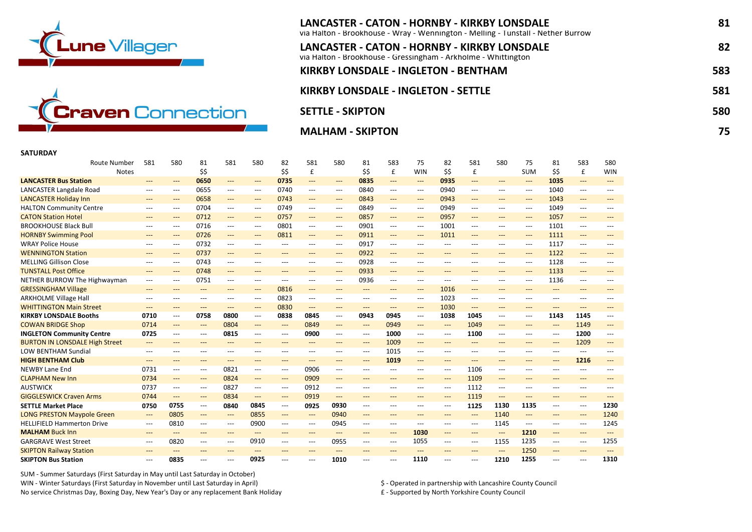Lune Villager

Craven Connection

## LANCASTER - CATON - HORNBY - KIRKBY LONSDALE — 81
via Halton - Brookhouse - Wray - Wennington - Melling - Tunstall - Nether Burrow

## LANCASTER - CATON - HORNBY - KIRKBY LONSDALE — 82
via Halton - Brookhouse - Gressingham - Arkholme - Whittington

## KIRKBY LONSDALE - INGLETON - BENTHAM — 583

## KIRKBY LONSDALE - INGLETON - SETTLE — 581

## SETTLE - SKIPTON — 580

## MALHAM - SKIPTON — 75

**SATURDAY**

| Route Number | 581 | 580 | 81 | 581 | 580 | 82 | 581 | 580 | 81 | 583 | 75 | 82 | 581 | 580 | 75 | 81 | 583 | 580 |
|---|---|---|---|---|---|---|---|---|---|---|---|---|---|---|---|---|---|---|
| Notes | | | $$ | | | $$ | £ | | $$ | £ | WIN | $$ | £ | | SUM | $$ | £ | WIN |
| **LANCASTER Bus Station** | --- | --- | **0650** | --- | --- | **0735** | --- | --- | **0835** | --- | --- | **0935** | --- | --- | --- | **1035** | --- | --- |
| LANCASTER Langdale Road | --- | --- | 0655 | --- | --- | 0740 | --- | --- | 0840 | --- | --- | 0940 | --- | --- | --- | 1040 | --- | --- |
| LANCASTER Holiday Inn | --- | --- | 0658 | --- | --- | 0743 | --- | --- | 0843 | --- | --- | 0943 | --- | --- | --- | 1043 | --- | --- |
| HALTON Community Centre | --- | --- | 0704 | --- | --- | 0749 | --- | --- | 0849 | --- | --- | 0949 | --- | --- | --- | 1049 | --- | --- |
| CATON Station Hotel | --- | --- | 0712 | --- | --- | 0757 | --- | --- | 0857 | --- | --- | 0957 | --- | --- | --- | 1057 | --- | --- |
| BROOKHOUSE Black Bull | --- | --- | 0716 | --- | --- | 0801 | --- | --- | 0901 | --- | --- | 1001 | --- | --- | --- | 1101 | --- | --- |
| HORNBY Swimming Pool | --- | --- | 0726 | --- | --- | 0811 | --- | --- | 0911 | --- | --- | 1011 | --- | --- | --- | 1111 | --- | --- |
| WRAY Police House | --- | --- | 0732 | --- | --- | --- | --- | --- | 0917 | --- | --- | --- | --- | --- | --- | 1117 | --- | --- |
| WENNINGTON Station | --- | --- | 0737 | --- | --- | --- | --- | --- | 0922 | --- | --- | --- | --- | --- | --- | 1122 | --- | --- |
| MELLING Gillison Close | --- | --- | 0743 | --- | --- | --- | --- | --- | 0928 | --- | --- | --- | --- | --- | --- | 1128 | --- | --- |
| TUNSTALL Post Office | --- | --- | 0748 | --- | --- | --- | --- | --- | 0933 | --- | --- | --- | --- | --- | --- | 1133 | --- | --- |
| NETHER BURROW The Highwayman | --- | --- | 0751 | --- | --- | --- | --- | --- | 0936 | --- | --- | --- | --- | --- | --- | 1136 | --- | --- |
| GRESSINGHAM Village | --- | --- | --- | --- | --- | 0816 | --- | --- | --- | --- | --- | 1016 | --- | --- | --- | --- | --- | --- |
| ARKHOLME Village Hall | --- | --- | --- | --- | --- | 0823 | --- | --- | --- | --- | --- | 1023 | --- | --- | --- | --- | --- | --- |
| WHITTINGTON Main Street | --- | --- | --- | --- | --- | 0830 | --- | --- | --- | --- | --- | 1030 | --- | --- | --- | --- | --- | --- |
| **KIRKBY LONSDALE Booths** | **0710** | --- | **0758** | **0800** | --- | **0838** | **0845** | --- | **0943** | **0945** | --- | **1038** | **1045** | --- | --- | **1143** | **1145** | --- |
| COWAN BRIDGE Shop | 0714 | --- | --- | 0804 | --- | --- | 0849 | --- | --- | 0949 | --- | --- | 1049 | --- | --- | --- | 1149 | --- |
| **INGLETON Community Centre** | **0725** | --- | --- | **0815** | --- | --- | **0900** | --- | --- | **1000** | --- | --- | **1100** | --- | --- | --- | **1200** | --- |
| BURTON IN LONSDALE High Street | --- | --- | --- | --- | --- | --- | --- | --- | --- | 1009 | --- | --- | --- | --- | --- | --- | 1209 | --- |
| LOW BENTHAM Sundial | --- | --- | --- | --- | --- | --- | --- | --- | --- | 1015 | --- | --- | --- | --- | --- | --- | --- | --- |
| **HIGH BENTHAM Club** | --- | --- | --- | --- | --- | --- | --- | --- | --- | **1019** | --- | --- | --- | --- | --- | --- | **1216** | --- |
| NEWBY Lane End | 0731 | --- | --- | 0821 | --- | --- | 0906 | --- | --- | --- | --- | --- | 1106 | --- | --- | --- | --- | --- |
| CLAPHAM New Inn | 0734 | --- | --- | 0824 | --- | --- | 0909 | --- | --- | --- | --- | --- | 1109 | --- | --- | --- | --- | --- |
| AUSTWICK | 0737 | --- | --- | 0827 | --- | --- | 0912 | --- | --- | --- | --- | --- | 1112 | --- | --- | --- | --- | --- |
| GIGGLESWICK Craven Arms | 0744 | --- | --- | 0834 | --- | --- | 0919 | --- | --- | --- | --- | --- | 1119 | --- | --- | --- | --- | --- |
| **SETTLE Market Place** | **0750** | **0755** | --- | **0840** | **0845** | --- | **0925** | **0930** | --- | --- | --- | --- | **1125** | **1130** | **1135** | --- | --- | **1230** |
| LONG PRESTON Maypole Green | --- | 0805 | --- | --- | 0855 | --- | --- | 0940 | --- | --- | --- | --- | --- | 1140 | --- | --- | --- | 1240 |
| HELLIFIELD Hammerton Drive | --- | 0810 | --- | --- | 0900 | --- | --- | 0945 | --- | --- | --- | --- | --- | 1145 | --- | --- | --- | 1245 |
| **MALHAM Buck Inn** | --- | --- | --- | --- | --- | --- | --- | --- | --- | --- | **1030** | --- | --- | --- | **1210** | --- | --- | --- |
| GARGRAVE West Street | --- | 0820 | --- | --- | 0910 | --- | --- | 0955 | --- | --- | 1055 | --- | --- | 1155 | 1235 | --- | --- | 1255 |
| SKIPTON Railway Station | --- | --- | --- | --- | --- | --- | --- | --- | --- | --- | --- | --- | --- | --- | 1250 | --- | --- | --- |
| **SKIPTON Bus Station** | --- | **0835** | --- | --- | **0925** | --- | --- | **1010** | --- | --- | **1110** | --- | --- | **1210** | **1255** | --- | --- | **1310** |

SUM - Summer Saturdays (First Saturday in May until Last Saturday in October)
WIN - Winter Saturdays (First Saturday in November until Last Saturday in April)
No service Christmas Day, Boxing Day, New Year's Day or any replacement Bank Holiday

$ - Operated in partnership with Lancashire County Council
£ - Supported by North Yorkshire County Council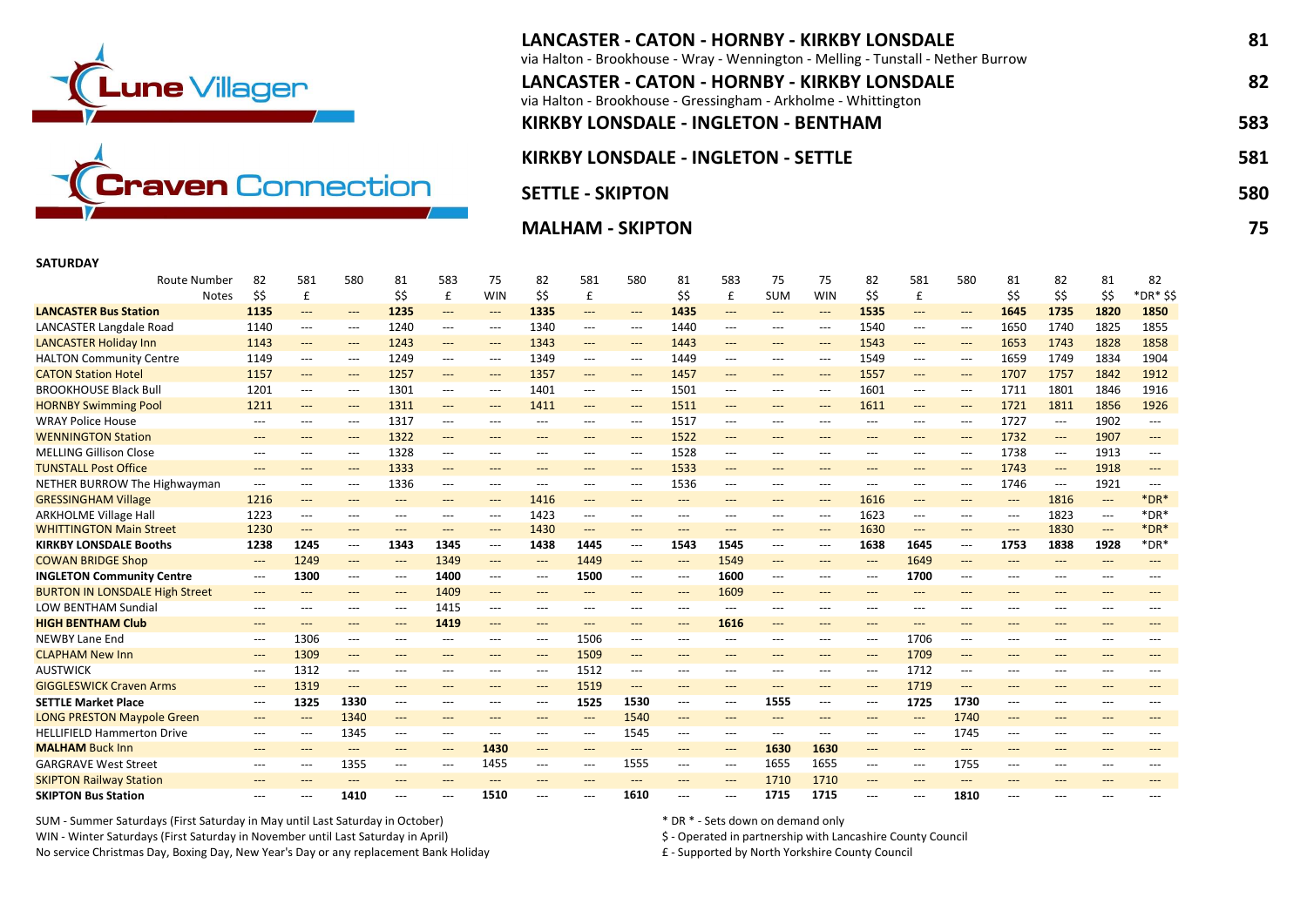Lune Villager

Craven Connection

## LANCASTER - CATON - HORNBY - KIRKBY LONSDALE — 81
via Halton - Brookhouse - Wray - Wennington - Melling - Tunstall - Nether Burrow

## LANCASTER - CATON - HORNBY - KIRKBY LONSDALE — 82
via Halton - Brookhouse - Gressingham - Arkholme - Whittington

## KIRKBY LONSDALE - INGLETON - BENTHAM — 583

## KIRKBY LONSDALE - INGLETON - SETTLE — 581

## SETTLE - SKIPTON — 580

## MALHAM - SKIPTON — 75

**SATURDAY**

| Route Number | 82 | 581 | 580 | 81 | 583 | 75 | 82 | 581 | 580 | 81 | 583 | 75 | 75 | 82 | 581 | 580 | 81 | 82 | 81 | 82 |
|---|---|---|---|---|---|---|---|---|---|---|---|---|---|---|---|---|---|---|---|---|
| Notes | $$ | £ | | $$ | £ | WIN | $$ | £ | | $$ | £ | SUM | WIN | $$ | £ | | $$ | $$ | $$ | *DR* $$ |
| **LANCASTER Bus Station** | **1135** | --- | --- | **1235** | --- | --- | **1335** | --- | --- | **1435** | --- | --- | --- | **1535** | --- | --- | **1645** | **1735** | **1820** | **1850** |
| LANCASTER Langdale Road | 1140 | --- | --- | 1240 | --- | --- | 1340 | --- | --- | 1440 | --- | --- | --- | 1540 | --- | --- | 1650 | 1740 | 1825 | 1855 |
| LANCASTER Holiday Inn | 1143 | --- | --- | 1243 | --- | --- | 1343 | --- | --- | 1443 | --- | --- | --- | 1543 | --- | --- | 1653 | 1743 | 1828 | 1858 |
| HALTON Community Centre | 1149 | --- | --- | 1249 | --- | --- | 1349 | --- | --- | 1449 | --- | --- | --- | 1549 | --- | --- | 1659 | 1749 | 1834 | 1904 |
| CATON Station Hotel | 1157 | --- | --- | 1257 | --- | --- | 1357 | --- | --- | 1457 | --- | --- | --- | 1557 | --- | --- | 1707 | 1757 | 1842 | 1912 |
| BROOKHOUSE Black Bull | 1201 | --- | --- | 1301 | --- | --- | 1401 | --- | --- | 1501 | --- | --- | --- | 1601 | --- | --- | 1711 | 1801 | 1846 | 1916 |
| HORNBY Swimming Pool | 1211 | --- | --- | 1311 | --- | --- | 1411 | --- | --- | 1511 | --- | --- | --- | 1611 | --- | --- | 1721 | 1811 | 1856 | 1926 |
| WRAY Police House | --- | --- | --- | 1317 | --- | --- | --- | --- | --- | 1517 | --- | --- | --- | --- | --- | --- | 1727 | --- | 1902 | --- |
| WENNINGTON Station | --- | --- | --- | 1322 | --- | --- | --- | --- | --- | 1522 | --- | --- | --- | --- | --- | --- | 1732 | --- | 1907 | --- |
| MELLING Gillison Close | --- | --- | --- | 1328 | --- | --- | --- | --- | --- | 1528 | --- | --- | --- | --- | --- | --- | 1738 | --- | 1913 | --- |
| TUNSTALL Post Office | --- | --- | --- | 1333 | --- | --- | --- | --- | --- | 1533 | --- | --- | --- | --- | --- | --- | 1743 | --- | 1918 | --- |
| NETHER BURROW The Highwayman | --- | --- | --- | 1336 | --- | --- | --- | --- | --- | 1536 | --- | --- | --- | --- | --- | --- | 1746 | --- | 1921 | --- |
| GRESSINGHAM Village | 1216 | --- | --- | --- | --- | --- | 1416 | --- | --- | --- | --- | --- | --- | 1616 | --- | --- | --- | 1816 | --- | *DR* |
| ARKHOLME Village Hall | 1223 | --- | --- | --- | --- | --- | 1423 | --- | --- | --- | --- | --- | --- | 1623 | --- | --- | --- | 1823 | --- | *DR* |
| WHITTINGTON Main Street | 1230 | --- | --- | --- | --- | --- | 1430 | --- | --- | --- | --- | --- | --- | 1630 | --- | --- | --- | 1830 | --- | *DR* |
| **KIRKBY LONSDALE Booths** | **1238** | **1245** | --- | **1343** | **1345** | --- | **1438** | **1445** | --- | **1543** | **1545** | --- | --- | **1638** | **1645** | --- | **1753** | **1838** | **1928** | *DR* |
| COWAN BRIDGE Shop | --- | 1249 | --- | --- | 1349 | --- | --- | 1449 | --- | --- | 1549 | --- | --- | --- | 1649 | --- | --- | --- | --- | --- |
| **INGLETON Community Centre** | --- | **1300** | --- | --- | **1400** | --- | --- | **1500** | --- | --- | **1600** | --- | --- | --- | **1700** | --- | --- | --- | --- | --- |
| BURTON IN LONSDALE High Street | --- | --- | --- | --- | 1409 | --- | --- | --- | --- | --- | 1609 | --- | --- | --- | --- | --- | --- | --- | --- | --- |
| LOW BENTHAM Sundial | --- | --- | --- | --- | 1415 | --- | --- | --- | --- | --- | --- | --- | --- | --- | --- | --- | --- | --- | --- | --- |
| **HIGH BENTHAM Club** | --- | --- | --- | --- | **1419** | --- | --- | --- | --- | --- | **1616** | --- | --- | --- | --- | --- | --- | --- | --- | --- |
| NEWBY Lane End | --- | 1306 | --- | --- | --- | --- | --- | 1506 | --- | --- | --- | --- | --- | --- | 1706 | --- | --- | --- | --- | --- |
| CLAPHAM New Inn | --- | 1309 | --- | --- | --- | --- | --- | 1509 | --- | --- | --- | --- | --- | --- | 1709 | --- | --- | --- | --- | --- |
| AUSTWICK | --- | 1312 | --- | --- | --- | --- | --- | 1512 | --- | --- | --- | --- | --- | --- | 1712 | --- | --- | --- | --- | --- |
| GIGGLESWICK Craven Arms | --- | 1319 | --- | --- | --- | --- | --- | 1519 | --- | --- | --- | --- | --- | --- | 1719 | --- | --- | --- | --- | --- |
| **SETTLE Market Place** | --- | **1325** | **1330** | --- | --- | --- | --- | **1525** | **1530** | --- | --- | **1555** | --- | --- | **1725** | **1730** | --- | --- | --- | --- |
| LONG PRESTON Maypole Green | --- | --- | 1340 | --- | --- | --- | --- | --- | 1540 | --- | --- | --- | --- | --- | --- | 1740 | --- | --- | --- | --- |
| HELLIFIELD Hammerton Drive | --- | --- | 1345 | --- | --- | --- | --- | --- | 1545 | --- | --- | --- | --- | --- | --- | 1745 | --- | --- | --- | --- |
| **MALHAM Buck Inn** | --- | --- | --- | --- | --- | **1430** | --- | --- | --- | --- | --- | **1630** | **1630** | --- | --- | --- | --- | --- | --- | --- |
| GARGRAVE West Street | --- | --- | 1355 | --- | --- | 1455 | --- | --- | 1555 | --- | --- | 1655 | 1655 | --- | --- | 1755 | --- | --- | --- | --- |
| SKIPTON Railway Station | --- | --- | --- | --- | --- | --- | --- | --- | --- | --- | --- | 1710 | 1710 | --- | --- | --- | --- | --- | --- | --- |
| **SKIPTON Bus Station** | --- | --- | **1410** | --- | --- | **1510** | --- | --- | **1610** | --- | --- | **1715** | **1715** | --- | --- | **1810** | --- | --- | --- | --- |

SUM - Summer Saturdays (First Saturday in May until Last Saturday in October)
WIN - Winter Saturdays (First Saturday in November until Last Saturday in April)
No service Christmas Day, Boxing Day, New Year's Day or any replacement Bank Holiday

* DR * - Sets down on demand only
$ - Operated in partnership with Lancashire County Council
£ - Supported by North Yorkshire County Council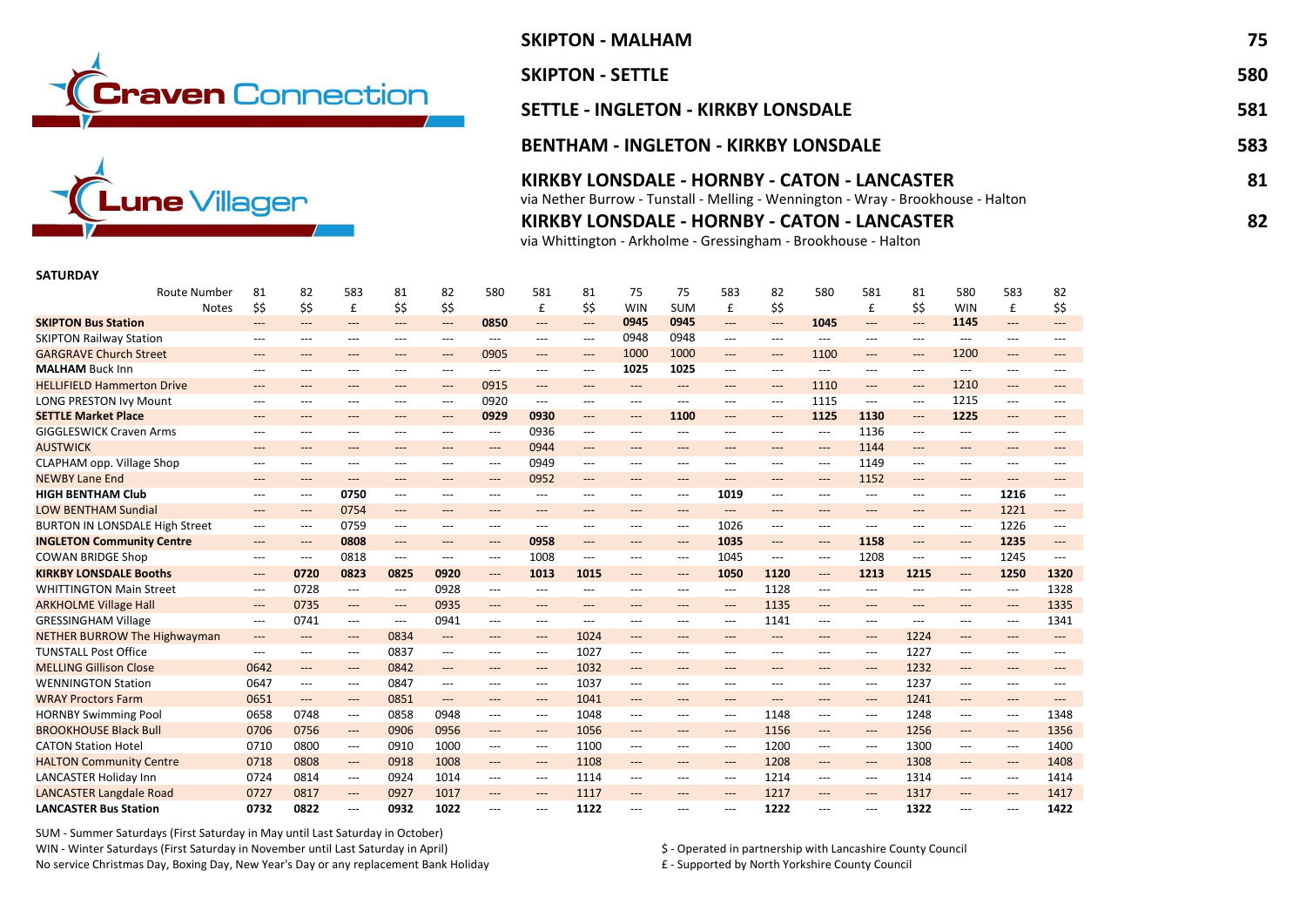Craven Connection

Lune Villager

| | |
|---|---|
| **SKIPTON - MALHAM** | **75** |
| **SKIPTON - SETTLE** | **580** |
| **SETTLE - INGLETON - KIRKBY LONSDALE** | **581** |
| **BENTHAM - INGLETON - KIRKBY LONSDALE** | **583** |
| **KIRKBY LONSDALE - HORNBY - CATON - LANCASTER** via Nether Burrow - Tunstall - Melling - Wennington - Wray - Brookhouse - Halton | **81** |
| **KIRKBY LONSDALE - HORNBY - CATON - LANCASTER** via Whittington - Arkholme - Gressingham - Brookhouse - Halton | **82** |

**SATURDAY**

| Route Number | 81 | 82 | 583 | 81 | 82 | 580 | 581 | 81 | 75 | 75 | 583 | 82 | 580 | 581 | 81 | 580 | 583 | 82 |
|---|---|---|---|---|---|---|---|---|---|---|---|---|---|---|---|---|---|---|
| Notes | $$ | $$ | £ | $$ | $$ | | £ | $$ | WIN | SUM | £ | $$ | | £ | $$ | WIN | £ | $$ |
| **SKIPTON Bus Station** | --- | --- | --- | --- | --- | **0850** | --- | --- | **0945** | **0945** | --- | --- | **1045** | --- | --- | **1145** | --- | --- |
| SKIPTON Railway Station | --- | --- | --- | --- | --- | --- | --- | --- | 0948 | 0948 | --- | --- | --- | --- | --- | --- | --- | --- |
| GARGRAVE Church Street | --- | --- | --- | --- | --- | 0905 | --- | --- | 1000 | 1000 | --- | --- | 1100 | --- | --- | 1200 | --- | --- |
| **MALHAM** Buck Inn | --- | --- | --- | --- | --- | --- | --- | --- | **1025** | **1025** | --- | --- | --- | --- | --- | --- | --- | --- |
| HELLIFIELD Hammerton Drive | --- | --- | --- | --- | --- | 0915 | --- | --- | --- | --- | --- | --- | 1110 | --- | --- | 1210 | --- | --- |
| LONG PRESTON Ivy Mount | --- | --- | --- | --- | --- | 0920 | --- | --- | --- | --- | --- | --- | 1115 | --- | --- | 1215 | --- | --- |
| **SETTLE Market Place** | --- | --- | --- | --- | --- | **0929** | **0930** | --- | --- | **1100** | --- | --- | **1125** | **1130** | --- | **1225** | --- | --- |
| GIGGLESWICK Craven Arms | --- | --- | --- | --- | --- | --- | 0936 | --- | --- | --- | --- | --- | --- | 1136 | --- | --- | --- | --- |
| AUSTWICK | --- | --- | --- | --- | --- | --- | 0944 | --- | --- | --- | --- | --- | --- | 1144 | --- | --- | --- | --- |
| CLAPHAM opp. Village Shop | --- | --- | --- | --- | --- | --- | 0949 | --- | --- | --- | --- | --- | --- | 1149 | --- | --- | --- | --- |
| NEWBY Lane End | --- | --- | --- | --- | --- | --- | 0952 | --- | --- | --- | --- | --- | --- | 1152 | --- | --- | --- | --- |
| **HIGH BENTHAM Club** | --- | --- | **0750** | --- | --- | --- | --- | --- | --- | --- | **1019** | --- | --- | --- | --- | --- | **1216** | --- |
| LOW BENTHAM Sundial | --- | --- | 0754 | --- | --- | --- | --- | --- | --- | --- | --- | --- | --- | --- | --- | --- | 1221 | --- |
| BURTON IN LONSDALE High Street | --- | --- | 0759 | --- | --- | --- | --- | --- | --- | --- | 1026 | --- | --- | --- | --- | --- | 1226 | --- |
| **INGLETON Community Centre** | --- | --- | **0808** | --- | --- | --- | **0958** | --- | --- | --- | **1035** | --- | --- | **1158** | --- | --- | **1235** | --- |
| COWAN BRIDGE Shop | --- | --- | 0818 | --- | --- | --- | 1008 | --- | --- | --- | 1045 | --- | --- | 1208 | --- | --- | 1245 | --- |
| **KIRKBY LONSDALE Booths** | --- | **0720** | **0823** | **0825** | **0920** | --- | **1013** | **1015** | --- | --- | **1050** | **1120** | --- | **1213** | **1215** | --- | **1250** | **1320** |
| WHITTINGTON Main Street | --- | 0728 | --- | --- | 0928 | --- | --- | --- | --- | --- | --- | 1128 | --- | --- | --- | --- | --- | 1328 |
| ARKHOLME Village Hall | --- | 0735 | --- | --- | 0935 | --- | --- | --- | --- | --- | --- | 1135 | --- | --- | --- | --- | --- | 1335 |
| GRESSINGHAM Village | --- | 0741 | --- | --- | 0941 | --- | --- | --- | --- | --- | --- | 1141 | --- | --- | --- | --- | --- | 1341 |
| NETHER BURROW The Highwayman | --- | --- | --- | 0834 | --- | --- | --- | 1024 | --- | --- | --- | --- | --- | --- | 1224 | --- | --- | --- |
| TUNSTALL Post Office | --- | --- | --- | 0837 | --- | --- | --- | 1027 | --- | --- | --- | --- | --- | --- | 1227 | --- | --- | --- |
| MELLING Gillison Close | 0642 | --- | --- | 0842 | --- | --- | --- | 1032 | --- | --- | --- | --- | --- | --- | 1232 | --- | --- | --- |
| WENNINGTON Station | 0647 | --- | --- | 0847 | --- | --- | --- | 1037 | --- | --- | --- | --- | --- | --- | 1237 | --- | --- | --- |
| WRAY Proctors Farm | 0651 | --- | --- | 0851 | --- | --- | --- | 1041 | --- | --- | --- | --- | --- | --- | 1241 | --- | --- | --- |
| HORNBY Swimming Pool | 0658 | 0748 | --- | 0858 | 0948 | --- | --- | 1048 | --- | --- | --- | 1148 | --- | --- | 1248 | --- | --- | 1348 |
| BROOKHOUSE Black Bull | 0706 | 0756 | --- | 0906 | 0956 | --- | --- | 1056 | --- | --- | --- | 1156 | --- | --- | 1256 | --- | --- | 1356 |
| CATON Station Hotel | 0710 | 0800 | --- | 0910 | 1000 | --- | --- | 1100 | --- | --- | --- | 1200 | --- | --- | 1300 | --- | --- | 1400 |
| HALTON Community Centre | 0718 | 0808 | --- | 0918 | 1008 | --- | --- | 1108 | --- | --- | --- | 1208 | --- | --- | 1308 | --- | --- | 1408 |
| LANCASTER Holiday Inn | 0724 | 0814 | --- | 0924 | 1014 | --- | --- | 1114 | --- | --- | --- | 1214 | --- | --- | 1314 | --- | --- | 1414 |
| LANCASTER Langdale Road | 0727 | 0817 | --- | 0927 | 1017 | --- | --- | 1117 | --- | --- | --- | 1217 | --- | --- | 1317 | --- | --- | 1417 |
| **LANCASTER Bus Station** | **0732** | **0822** | --- | **0932** | **1022** | --- | --- | **1122** | --- | --- | --- | **1222** | --- | --- | **1322** | --- | --- | **1422** |

SUM - Summer Saturdays (First Saturday in May until Last Saturday in October)
WIN - Winter Saturdays (First Saturday in November until Last Saturday in April)
No service Christmas Day, Boxing Day, New Year's Day or any replacement Bank Holiday

$ - Operated in partnership with Lancashire County Council
£ - Supported by North Yorkshire County Council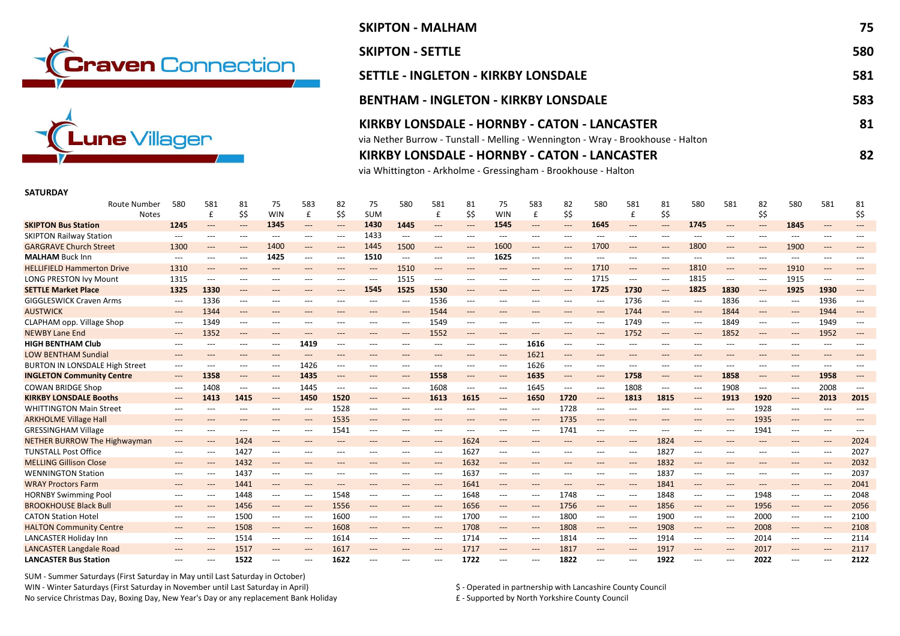Craven Connection

Lune Villager

| | |
|---|---|
| **SKIPTON - MALHAM** | **75** |
| **SKIPTON - SETTLE** | **580** |
| **SETTLE - INGLETON - KIRKBY LONSDALE** | **581** |
| **BENTHAM - INGLETON - KIRKBY LONSDALE** | **583** |
| **KIRKBY LONSDALE - HORNBY - CATON - LANCASTER** via Nether Burrow - Tunstall - Melling - Wennington - Wray - Brookhouse - Halton | **81** |
| **KIRKBY LONSDALE - HORNBY - CATON - LANCASTER** via Whittington - Arkholme - Gressingham - Brookhouse - Halton | **82** |

**SATURDAY**

| Route Number | 580 | 581 | 81 | 75 | 583 | 82 | 75 | 580 | 581 | 81 | 75 | 583 | 82 | 580 | 581 | 81 | 580 | 581 | 82 | 580 | 581 | 81 |
|---|---|---|---|---|---|---|---|---|---|---|---|---|---|---|---|---|---|---|---|---|---|---|
| Notes | | £ | $$ | WIN | £ | $$ | SUM | | £ | $$ | WIN | £ | $$ | | £ | $$ | | | $$ | | | $$ |
| **SKIPTON Bus Station** | **1245** | --- | --- | **1345** | --- | --- | **1430** | **1445** | --- | --- | **1545** | --- | --- | **1645** | --- | --- | **1745** | --- | --- | **1845** | --- | --- |
| SKIPTON Railway Station | --- | --- | --- | --- | --- | --- | 1433 | --- | --- | --- | --- | --- | --- | --- | --- | --- | --- | --- | --- | --- | --- | --- |
| GARGRAVE Church Street | 1300 | --- | --- | 1400 | --- | --- | 1445 | 1500 | --- | --- | 1600 | --- | --- | 1700 | --- | --- | 1800 | --- | --- | 1900 | --- | --- |
| **MALHAM** Buck Inn | --- | --- | --- | **1425** | --- | --- | **1510** | --- | --- | --- | **1625** | --- | --- | --- | --- | --- | --- | --- | --- | --- | --- | --- |
| HELLIFIELD Hammerton Drive | 1310 | --- | --- | --- | --- | --- | --- | 1510 | --- | --- | --- | --- | --- | 1710 | --- | --- | 1810 | --- | --- | 1910 | --- | --- |
| LONG PRESTON Ivy Mount | 1315 | --- | --- | --- | --- | --- | --- | 1515 | --- | --- | --- | --- | --- | 1715 | --- | --- | 1815 | --- | --- | 1915 | --- | --- |
| **SETTLE Market Place** | **1325** | **1330** | --- | --- | --- | --- | **1545** | **1525** | **1530** | --- | --- | --- | --- | **1725** | **1730** | --- | **1825** | **1830** | --- | **1925** | **1930** | --- |
| GIGGLESWICK Craven Arms | --- | 1336 | --- | --- | --- | --- | --- | --- | 1536 | --- | --- | --- | --- | --- | 1736 | --- | --- | 1836 | --- | --- | 1936 | --- |
| AUSTWICK | --- | 1344 | --- | --- | --- | --- | --- | --- | 1544 | --- | --- | --- | --- | --- | 1744 | --- | --- | 1844 | --- | --- | 1944 | --- |
| CLAPHAM opp. Village Shop | --- | 1349 | --- | --- | --- | --- | --- | --- | 1549 | --- | --- | --- | --- | --- | 1749 | --- | --- | 1849 | --- | --- | 1949 | --- |
| NEWBY Lane End | --- | 1352 | --- | --- | --- | --- | --- | --- | 1552 | --- | --- | --- | --- | --- | 1752 | --- | --- | 1852 | --- | --- | 1952 | --- |
| **HIGH BENTHAM Club** | --- | --- | --- | --- | **1419** | --- | --- | --- | --- | --- | --- | **1616** | --- | --- | --- | --- | --- | --- | --- | --- | --- | --- |
| LOW BENTHAM Sundial | --- | --- | --- | --- | --- | --- | --- | --- | --- | --- | --- | 1621 | --- | --- | --- | --- | --- | --- | --- | --- | --- | --- |
| BURTON IN LONSDALE High Street | --- | --- | --- | --- | 1426 | --- | --- | --- | --- | --- | --- | 1626 | --- | --- | --- | --- | --- | --- | --- | --- | --- | --- |
| **INGLETON Community Centre** | --- | **1358** | --- | --- | **1435** | --- | --- | --- | **1558** | --- | --- | **1635** | --- | --- | **1758** | --- | --- | **1858** | --- | --- | **1958** | --- |
| COWAN BRIDGE Shop | --- | 1408 | --- | --- | 1445 | --- | --- | --- | 1608 | --- | --- | 1645 | --- | --- | 1808 | --- | --- | 1908 | --- | --- | 2008 | --- |
| **KIRKBY LONSDALE Booths** | --- | **1413** | **1415** | --- | **1450** | **1520** | --- | --- | **1613** | **1615** | --- | **1650** | **1720** | --- | **1813** | **1815** | --- | **1913** | **1920** | --- | **2013** | **2015** |
| WHITTINGTON Main Street | --- | --- | --- | --- | --- | 1528 | --- | --- | --- | --- | --- | --- | 1728 | --- | --- | --- | --- | --- | 1928 | --- | --- | --- |
| ARKHOLME Village Hall | --- | --- | --- | --- | --- | 1535 | --- | --- | --- | --- | --- | --- | 1735 | --- | --- | --- | --- | --- | 1935 | --- | --- | --- |
| GRESSINGHAM Village | --- | --- | --- | --- | --- | 1541 | --- | --- | --- | --- | --- | --- | 1741 | --- | --- | --- | --- | --- | 1941 | --- | --- | --- |
| NETHER BURROW The Highwayman | --- | --- | 1424 | --- | --- | --- | --- | --- | --- | 1624 | --- | --- | --- | --- | --- | 1824 | --- | --- | --- | --- | --- | 2024 |
| TUNSTALL Post Office | --- | --- | 1427 | --- | --- | --- | --- | --- | --- | 1627 | --- | --- | --- | --- | --- | 1827 | --- | --- | --- | --- | --- | 2027 |
| MELLING Gillison Close | --- | --- | 1432 | --- | --- | --- | --- | --- | --- | 1632 | --- | --- | --- | --- | --- | 1832 | --- | --- | --- | --- | --- | 2032 |
| WENNINGTON Station | --- | --- | 1437 | --- | --- | --- | --- | --- | --- | 1637 | --- | --- | --- | --- | --- | 1837 | --- | --- | --- | --- | --- | 2037 |
| WRAY Proctors Farm | --- | --- | 1441 | --- | --- | --- | --- | --- | --- | 1641 | --- | --- | --- | --- | --- | 1841 | --- | --- | --- | --- | --- | 2041 |
| HORNBY Swimming Pool | --- | --- | 1448 | --- | --- | 1548 | --- | --- | --- | 1648 | --- | --- | 1748 | --- | --- | 1848 | --- | --- | 1948 | --- | --- | 2048 |
| BROOKHOUSE Black Bull | --- | --- | 1456 | --- | --- | 1556 | --- | --- | --- | 1656 | --- | --- | 1756 | --- | --- | 1856 | --- | --- | 1956 | --- | --- | 2056 |
| CATON Station Hotel | --- | --- | 1500 | --- | --- | 1600 | --- | --- | --- | 1700 | --- | --- | 1800 | --- | --- | 1900 | --- | --- | 2000 | --- | --- | 2100 |
| HALTON Community Centre | --- | --- | 1508 | --- | --- | 1608 | --- | --- | --- | 1708 | --- | --- | 1808 | --- | --- | 1908 | --- | --- | 2008 | --- | --- | 2108 |
| LANCASTER Holiday Inn | --- | --- | 1514 | --- | --- | 1614 | --- | --- | --- | 1714 | --- | --- | 1814 | --- | --- | 1914 | --- | --- | 2014 | --- | --- | 2114 |
| LANCASTER Langdale Road | --- | --- | 1517 | --- | --- | 1617 | --- | --- | --- | 1717 | --- | --- | 1817 | --- | --- | 1917 | --- | --- | 2017 | --- | --- | 2117 |
| **LANCASTER Bus Station** | --- | --- | **1522** | --- | --- | **1622** | --- | --- | --- | **1722** | --- | --- | **1822** | --- | --- | **1922** | --- | --- | **2022** | --- | --- | **2122** |

SUM - Summer Saturdays (First Saturday in May until Last Saturday in October)
WIN - Winter Saturdays (First Saturday in November until Last Saturday in April)
No service Christmas Day, Boxing Day, New Year's Day or any replacement Bank Holiday

$ - Operated in partnership with Lancashire County Council
£ - Supported by North Yorkshire County Council